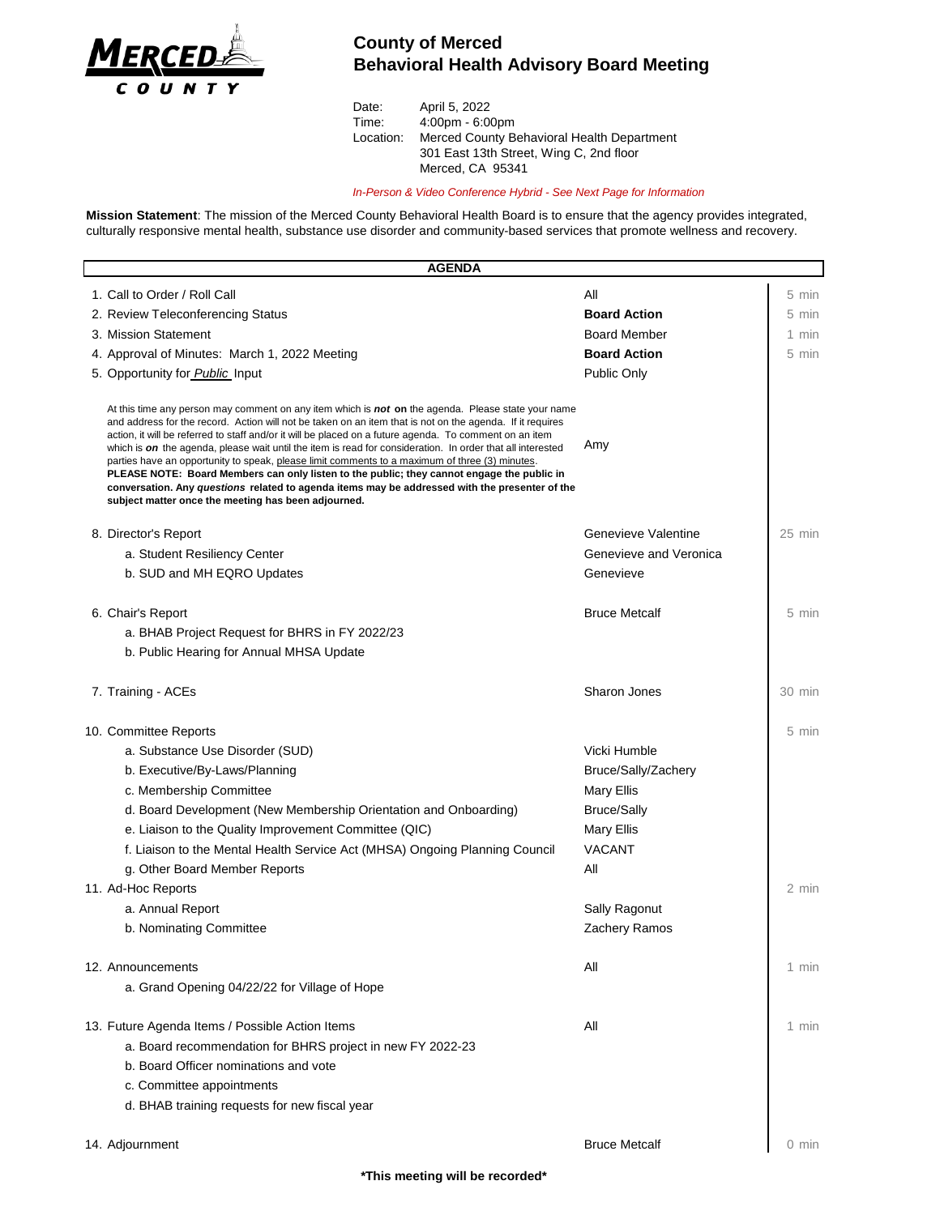# County of Merced
## Behavioral Health Advisory Board Meeting

Date: April 5, 2022
Time: 4:00pm - 6:00pm
Location: Merced County Behavioral Health Department
301 East 13th Street, Wing C, 2nd floor
Merced, CA 95341

*In-Person & Video Conference Hybrid - See Next Page for Information*

**Mission Statement**: The mission of the Merced County Behavioral Health Board is to ensure that the agency provides integrated, culturally responsive mental health, substance use disorder and community-based services that promote wellness and recovery.

| **AGENDA** | | |
|---|---|---|
| 1. Call to Order / Roll Call | All | 5 min |
| 2. Review Teleconferencing Status | **Board Action** | 5 min |
| 3. Mission Statement | Board Member | 1 min |
| 4. Approval of Minutes: March 1, 2022 Meeting | **Board Action** | 5 min |
| 5. Opportunity for ***Public*** Input | Public Only | |
| At this time any person may comment on any item which is ***not*** **on** the agenda. Please state your name and address for the record. Action will not be taken on an item that is not on the agenda. If it requires action, it will be referred to staff and/or it will be placed on a future agenda. To comment on an item which is ***on*** the agenda, please wait until the item is read for consideration. In order that all interested parties have an opportunity to speak, please limit comments to a maximum of three (3) minutes. **PLEASE NOTE: Board Members can only listen to the public; they cannot engage the public in conversation. Any *questions* related to agenda items may be addressed with the presenter of the subject matter once the meeting has been adjourned.** | Amy | |
| 8. Director's Report | Genevieve Valentine | 25 min |
| a. Student Resiliency Center | Genevieve and Veronica | |
| b. SUD and MH EQRO Updates | Genevieve | |
| 6. Chair's Report | Bruce Metcalf | 5 min |
| a. BHAB Project Request for BHRS in FY 2022/23 | | |
| b. Public Hearing for Annual MHSA Update | | |
| 7. Training - ACEs | Sharon Jones | 30 min |
| 10. Committee Reports | | 5 min |
| a. Substance Use Disorder (SUD) | Vicki Humble | |
| b. Executive/By-Laws/Planning | Bruce/Sally/Zachery | |
| c. Membership Committee | Mary Ellis | |
| d. Board Development (New Membership Orientation and Onboarding) | Bruce/Sally | |
| e. Liaison to the Quality Improvement Committee (QIC) | Mary Ellis | |
| f. Liaison to the Mental Health Service Act (MHSA) Ongoing Planning Council | VACANT | |
| g. Other Board Member Reports | All | |
| 11. Ad-Hoc Reports | | 2 min |
| a. Annual Report | Sally Ragonut | |
| b. Nominating Committee | Zachery Ramos | |
| 12. Announcements | All | 1 min |
| a. Grand Opening 04/22/22 for Village of Hope | | |
| 13. Future Agenda Items / Possible Action Items | All | 1 min |
| a. Board recommendation for BHRS project in new FY 2022-23 | | |
| b. Board Officer nominations and vote | | |
| c. Committee appointments | | |
| d. BHAB training requests for new fiscal year | | |
| 14. Adjournment | Bruce Metcalf | 0 min |

**\*This meeting will be recorded\***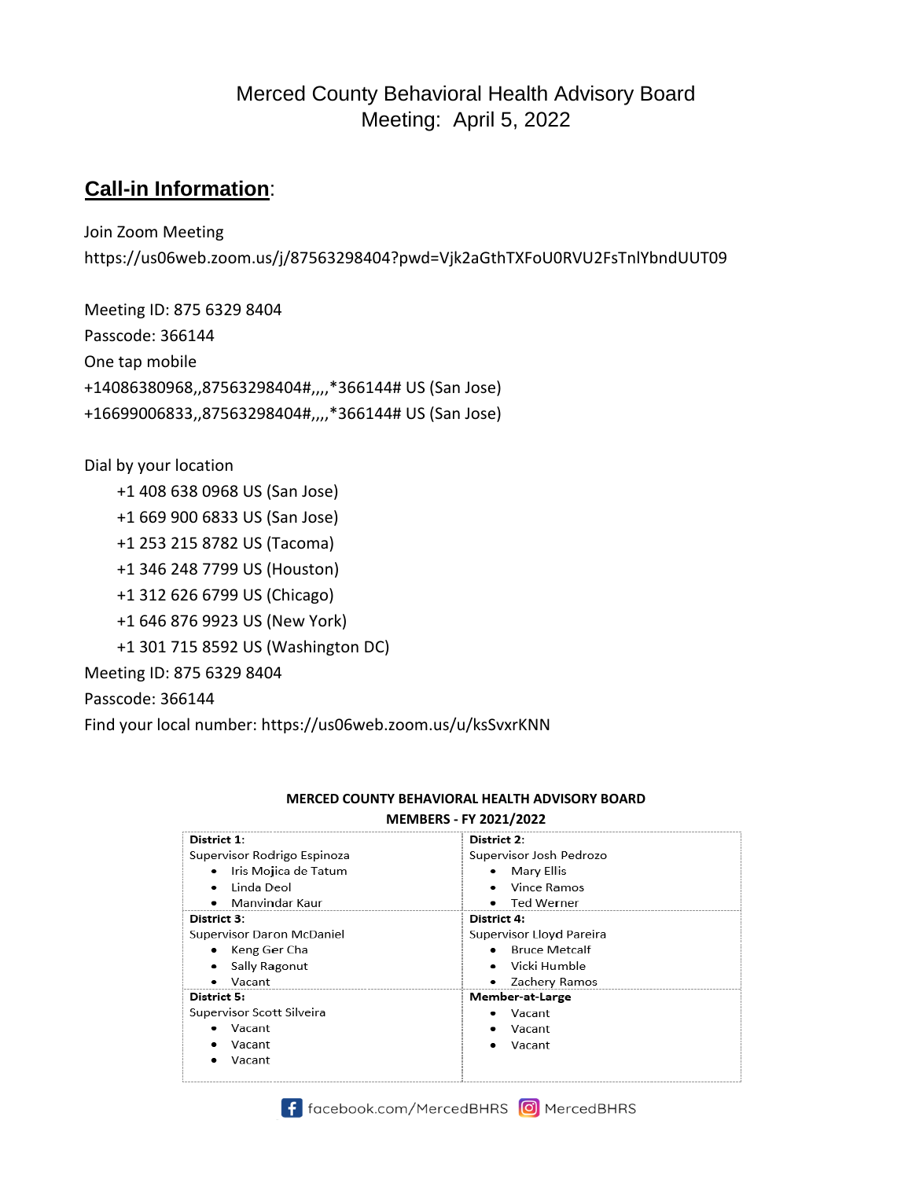Merced County Behavioral Health Advisory Board
Meeting: April 5, 2022

## Call-in Information:

Join Zoom Meeting
https://us06web.zoom.us/j/87563298404?pwd=Vjk2aGthTXFoU0RVU2FsTnlYbndUUT09

Meeting ID: 875 6329 8404
Passcode: 366144
One tap mobile
+14086380968,,87563298404#,,,,*366144# US (San Jose)
+16699006833,,87563298404#,,,,*366144# US (San Jose)

Dial by your location
- +1 408 638 0968 US (San Jose)
- +1 669 900 6833 US (San Jose)
- +1 253 215 8782 US (Tacoma)
- +1 346 248 7799 US (Houston)
- +1 312 626 6799 US (Chicago)
- +1 646 876 9923 US (New York)
- +1 301 715 8592 US (Washington DC)

Meeting ID: 875 6329 8404
Passcode: 366144
Find your local number: https://us06web.zoom.us/u/ksSvxrKNN

**MERCED COUNTY BEHAVIORAL HEALTH ADVISORY BOARD**
**MEMBERS - FY 2021/2022**

| | |
|---|---|
| **District 1:**<br>Supervisor Rodrigo Espinoza<br>• Iris Mojica de Tatum<br>• Linda Deol<br>• Manvindar Kaur | **District 2:**<br>Supervisor Josh Pedrozo<br>• Mary Ellis<br>• Vince Ramos<br>• Ted Werner |
| **District 3:**<br>Supervisor Daron McDaniel<br>• Keng Ger Cha<br>• Sally Ragonut<br>• Vacant | **District 4:**<br>Supervisor Lloyd Pareira<br>• Bruce Metcalf<br>• Vicki Humble<br>• Zachery Ramos |
| **District 5:**<br>Supervisor Scott Silveira<br>• Vacant<br>• Vacant<br>• Vacant | **Member-at-Large**<br>• Vacant<br>• Vacant<br>• Vacant |

facebook.com/MercedBHRS MercedBHRS